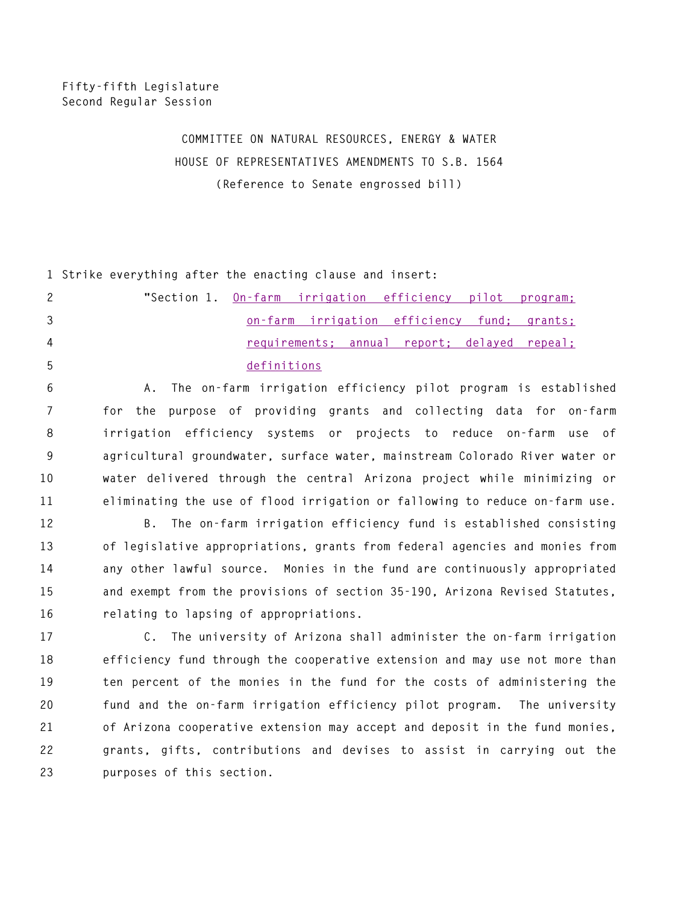Fifty-fifth Legislature
Second Regular Session

COMMITTEE ON NATURAL RESOURCES, ENERGY & WATER
HOUSE OF REPRESENTATIVES AMENDMENTS TO S.B. 1564
(Reference to Senate engrossed bill)

Strike everything after the enacting clause and insert:

"Section 1. On-farm irrigation efficiency pilot program; on-farm irrigation efficiency fund; grants; requirements; annual report; delayed repeal; definitions

A. The on-farm irrigation efficiency pilot program is established for the purpose of providing grants and collecting data for on-farm irrigation efficiency systems or projects to reduce on-farm use of agricultural groundwater, surface water, mainstream Colorado River water or water delivered through the central Arizona project while minimizing or eliminating the use of flood irrigation or fallowing to reduce on-farm use.

B. The on-farm irrigation efficiency fund is established consisting of legislative appropriations, grants from federal agencies and monies from any other lawful source. Monies in the fund are continuously appropriated and exempt from the provisions of section 35-190, Arizona Revised Statutes, relating to lapsing of appropriations.

C. The university of Arizona shall administer the on-farm irrigation efficiency fund through the cooperative extension and may use not more than ten percent of the monies in the fund for the costs of administering the fund and the on-farm irrigation efficiency pilot program. The university of Arizona cooperative extension may accept and deposit in the fund monies, grants, gifts, contributions and devises to assist in carrying out the purposes of this section.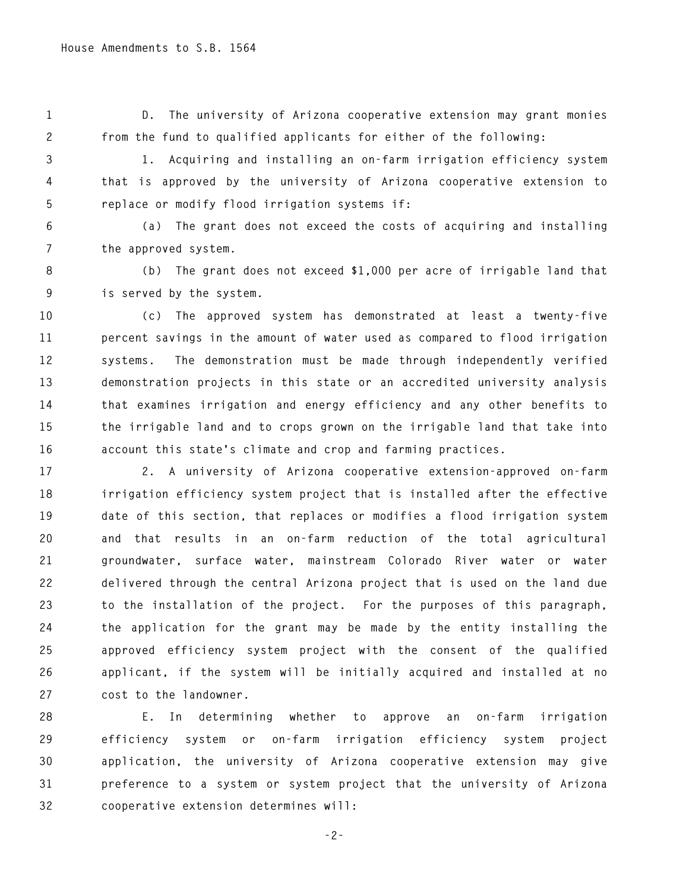D. The university of Arizona cooperative extension may grant monies from the fund to qualified applicants for either of the following:

1. Acquiring and installing an on-farm irrigation efficiency system that is approved by the university of Arizona cooperative extension to replace or modify flood irrigation systems if:

(a) The grant does not exceed the costs of acquiring and installing the approved system.

(b) The grant does not exceed $1,000 per acre of irrigable land that is served by the system.

(c) The approved system has demonstrated at least a twenty-five percent savings in the amount of water used as compared to flood irrigation systems. The demonstration must be made through independently verified demonstration projects in this state or an accredited university analysis that examines irrigation and energy efficiency and any other benefits to the irrigable land and to crops grown on the irrigable land that take into account this state's climate and crop and farming practices.

2. A university of Arizona cooperative extension-approved on-farm irrigation efficiency system project that is installed after the effective date of this section, that replaces or modifies a flood irrigation system and that results in an on-farm reduction of the total agricultural groundwater, surface water, mainstream Colorado River water or water delivered through the central Arizona project that is used on the land due to the installation of the project. For the purposes of this paragraph, the application for the grant may be made by the entity installing the approved efficiency system project with the consent of the qualified applicant, if the system will be initially acquired and installed at no cost to the landowner.

E. In determining whether to approve an on-farm irrigation efficiency system or on-farm irrigation efficiency system project application, the university of Arizona cooperative extension may give preference to a system or system project that the university of Arizona cooperative extension determines will: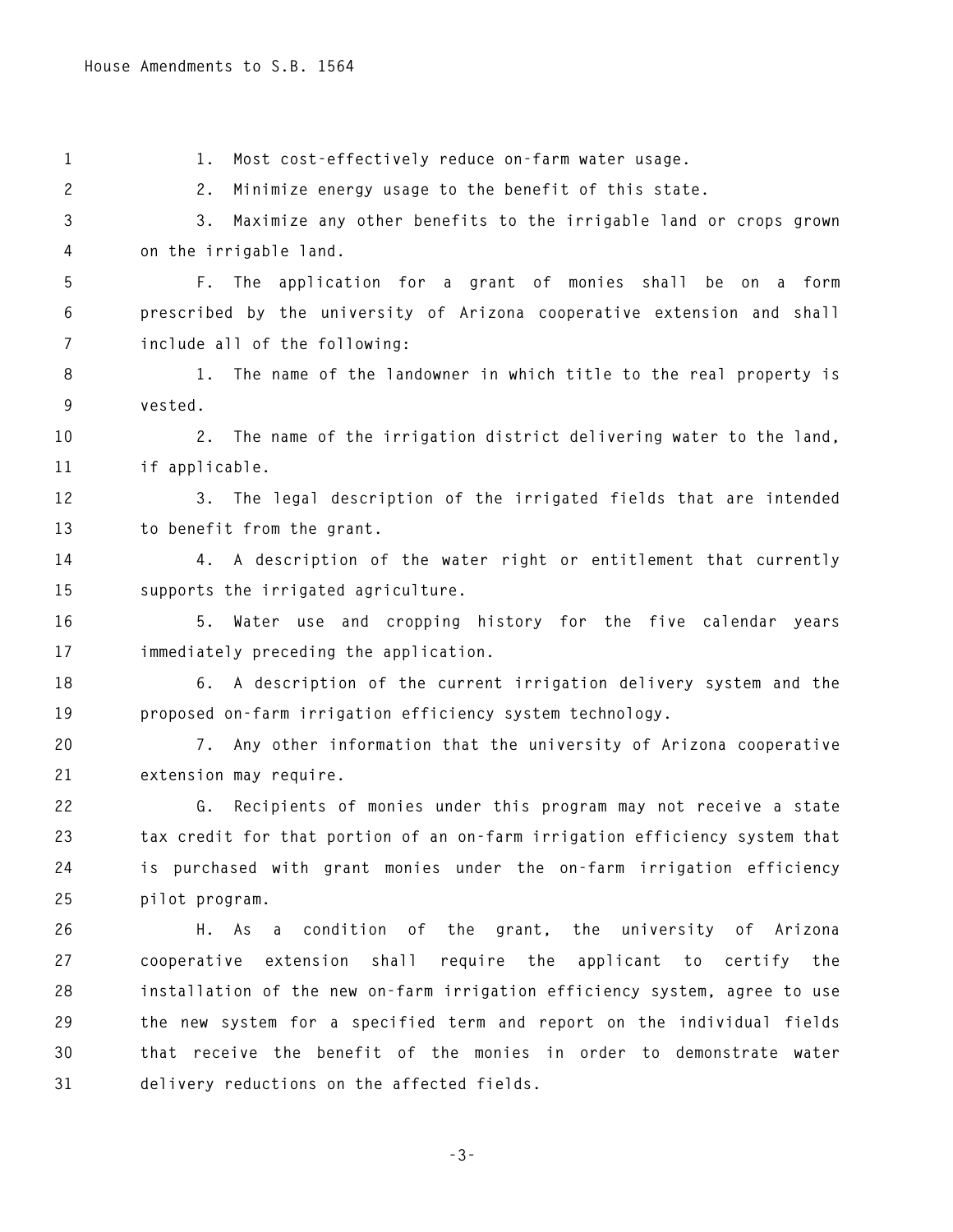1. Most cost-effectively reduce on-farm water usage.

2. Minimize energy usage to the benefit of this state.

3. Maximize any other benefits to the irrigable land or crops grown on the irrigable land.

F. The application for a grant of monies shall be on a form prescribed by the university of Arizona cooperative extension and shall include all of the following:

1. The name of the landowner in which title to the real property is vested.

2. The name of the irrigation district delivering water to the land, if applicable.

3. The legal description of the irrigated fields that are intended to benefit from the grant.

4. A description of the water right or entitlement that currently supports the irrigated agriculture.

5. Water use and cropping history for the five calendar years immediately preceding the application.

6. A description of the current irrigation delivery system and the proposed on-farm irrigation efficiency system technology.

7. Any other information that the university of Arizona cooperative extension may require.

G. Recipients of monies under this program may not receive a state tax credit for that portion of an on-farm irrigation efficiency system that is purchased with grant monies under the on-farm irrigation efficiency pilot program.

H. As a condition of the grant, the university of Arizona cooperative extension shall require the applicant to certify the installation of the new on-farm irrigation efficiency system, agree to use the new system for a specified term and report on the individual fields that receive the benefit of the monies in order to demonstrate water delivery reductions on the affected fields.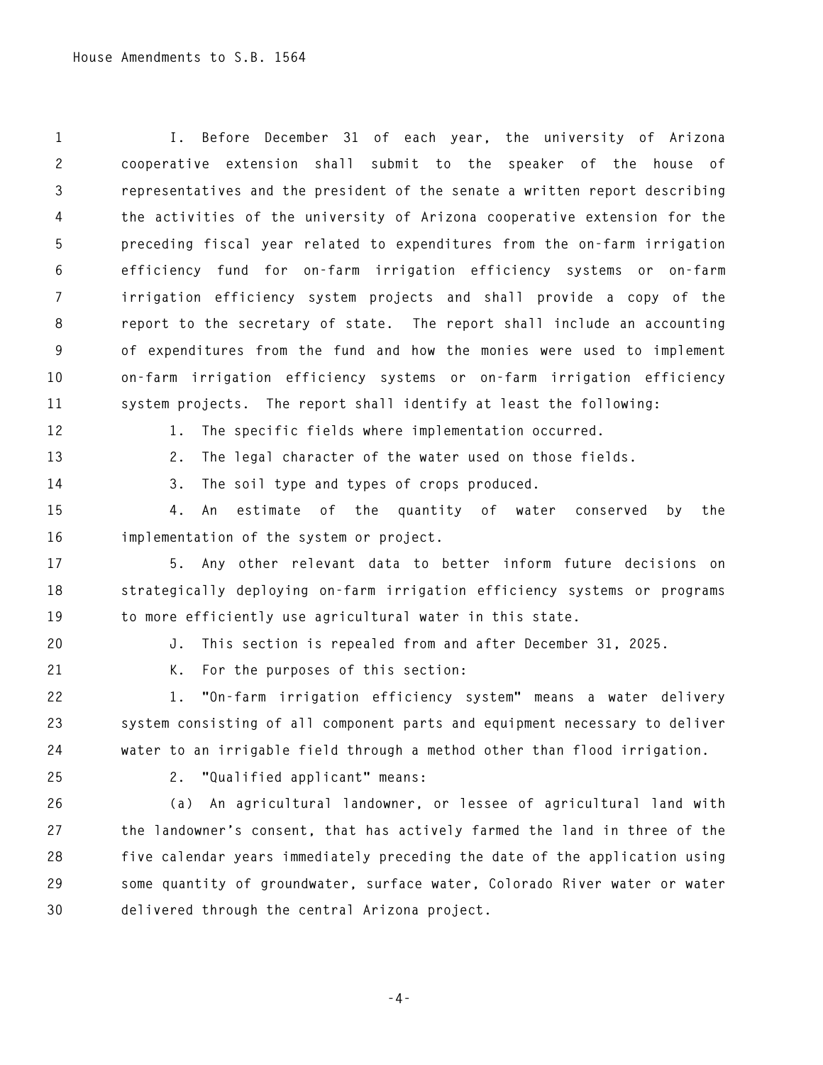I. Before December 31 of each year, the university of Arizona cooperative extension shall submit to the speaker of the house of representatives and the president of the senate a written report describing the activities of the university of Arizona cooperative extension for the preceding fiscal year related to expenditures from the on-farm irrigation efficiency fund for on-farm irrigation efficiency systems or on-farm irrigation efficiency system projects and shall provide a copy of the report to the secretary of state. The report shall include an accounting of expenditures from the fund and how the monies were used to implement on-farm irrigation efficiency systems or on-farm irrigation efficiency system projects. The report shall identify at least the following:

1. The specific fields where implementation occurred.

2. The legal character of the water used on those fields.

3. The soil type and types of crops produced.

4. An estimate of the quantity of water conserved by the implementation of the system or project.

5. Any other relevant data to better inform future decisions on strategically deploying on-farm irrigation efficiency systems or programs to more efficiently use agricultural water in this state.

J. This section is repealed from and after December 31, 2025.

K. For the purposes of this section:

1. "On-farm irrigation efficiency system" means a water delivery system consisting of all component parts and equipment necessary to deliver water to an irrigable field through a method other than flood irrigation.

2. "Qualified applicant" means:

(a) An agricultural landowner, or lessee of agricultural land with the landowner's consent, that has actively farmed the land in three of the five calendar years immediately preceding the date of the application using some quantity of groundwater, surface water, Colorado River water or water delivered through the central Arizona project.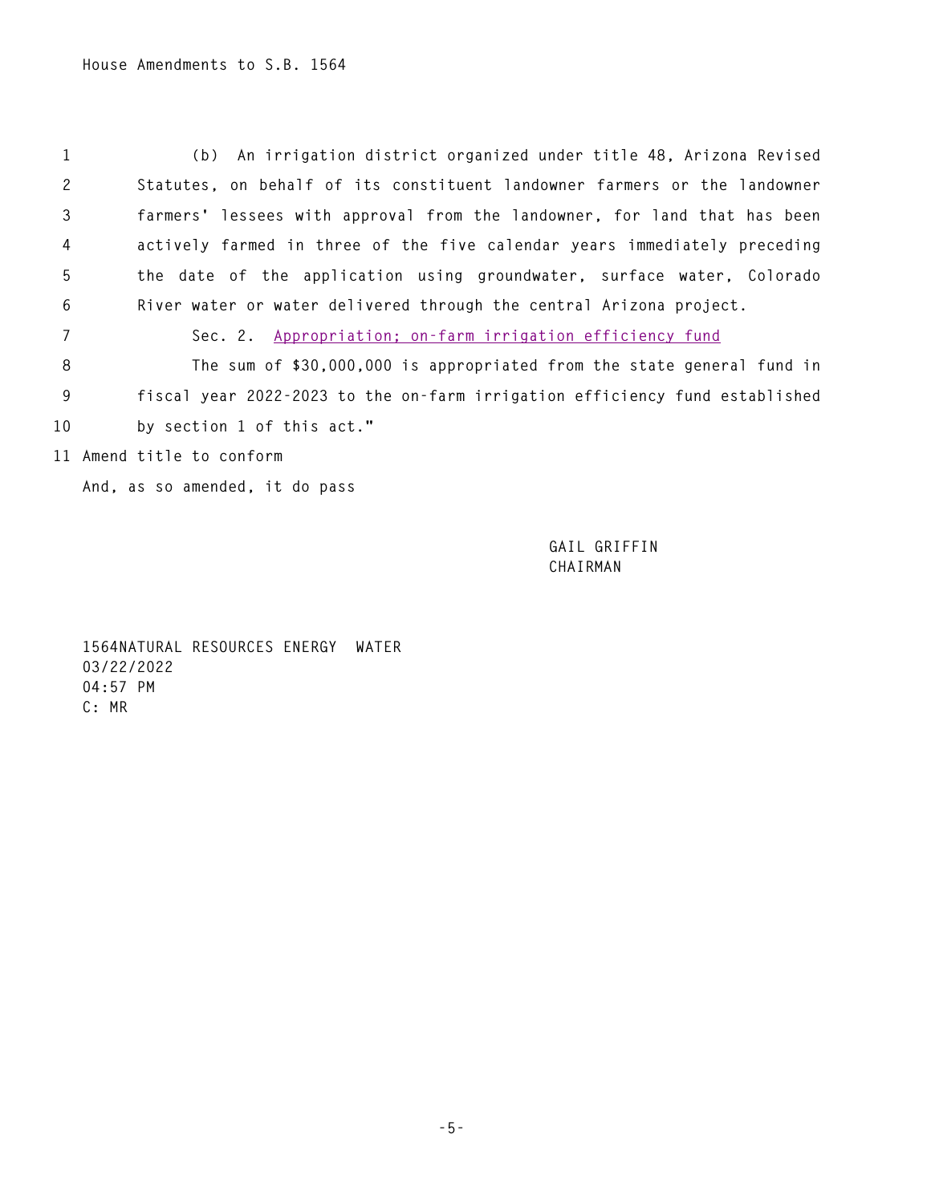House Amendments to S.B. 1564

1 (b) An irrigation district organized under title 48, Arizona Revised
2 Statutes, on behalf of its constituent landowner farmers or the landowner
3 farmers' lessees with approval from the landowner, for land that has been
4 actively farmed in three of the five calendar years immediately preceding
5 the date of the application using groundwater, surface water, Colorado
6 River water or water delivered through the central Arizona project.

7 Sec. 2. Appropriation; on-farm irrigation efficiency fund

8 The sum of $30,000,000 is appropriated from the state general fund in
9 fiscal year 2022-2023 to the on-farm irrigation efficiency fund established
10 by section 1 of this act."

11 Amend title to conform

And, as so amended, it do pass

GAIL GRIFFIN
CHAIRMAN

1564NATURAL RESOURCES ENERGY WATER
03/22/2022
04:57 PM
C: MR